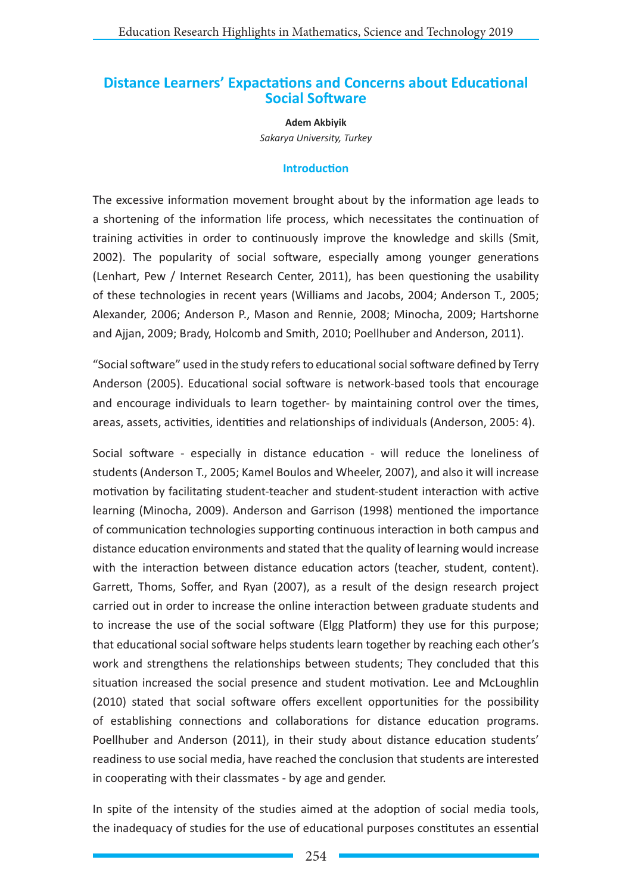# Distance Learners' Expactations and Concerns about Educational Social Software

**Adem Akbiyik**

*Sakarya University, Turkey*

## Introduction

The excessive information movement brought about by the information age leads to a shortening of the information life process, which necessitates the continuation of training activities in order to continuously improve the knowledge and skills (Smit, 2002). The popularity of social software, especially among younger generations (Lenhart, Pew / Internet Research Center, 2011), has been questioning the usability of these technologies in recent years (Williams and Jacobs, 2004; Anderson T., 2005; Alexander, 2006; Anderson P., Mason and Rennie, 2008; Minocha, 2009; Hartshorne and Ajjan, 2009; Brady, Holcomb and Smith, 2010; Poellhuber and Anderson, 2011).

"Social software" used in the study refers to educational social software defined by Terry Anderson (2005). Educational social software is network-based tools that encourage and encourage individuals to learn together- by maintaining control over the times, areas, assets, activities, identities and relationships of individuals (Anderson, 2005: 4).

Social software - especially in distance education - will reduce the loneliness of students (Anderson T., 2005; Kamel Boulos and Wheeler, 2007), and also it will increase motivation by facilitating student-teacher and student-student interaction with active learning (Minocha, 2009). Anderson and Garrison (1998) mentioned the importance of communication technologies supporting continuous interaction in both campus and distance education environments and stated that the quality of learning would increase with the interaction between distance education actors (teacher, student, content). Garrett, Thoms, Soffer, and Ryan (2007), as a result of the design research project carried out in order to increase the online interaction between graduate students and to increase the use of the social software (Elgg Platform) they use for this purpose; that educational social software helps students learn together by reaching each other's work and strengthens the relationships between students; They concluded that this situation increased the social presence and student motivation. Lee and McLoughlin (2010) stated that social software offers excellent opportunities for the possibility of establishing connections and collaborations for distance education programs. Poellhuber and Anderson (2011), in their study about distance education students' readiness to use social media, have reached the conclusion that students are interested in cooperating with their classmates - by age and gender.

In spite of the intensity of the studies aimed at the adoption of social media tools, the inadequacy of studies for the use of educational purposes constitutes an essential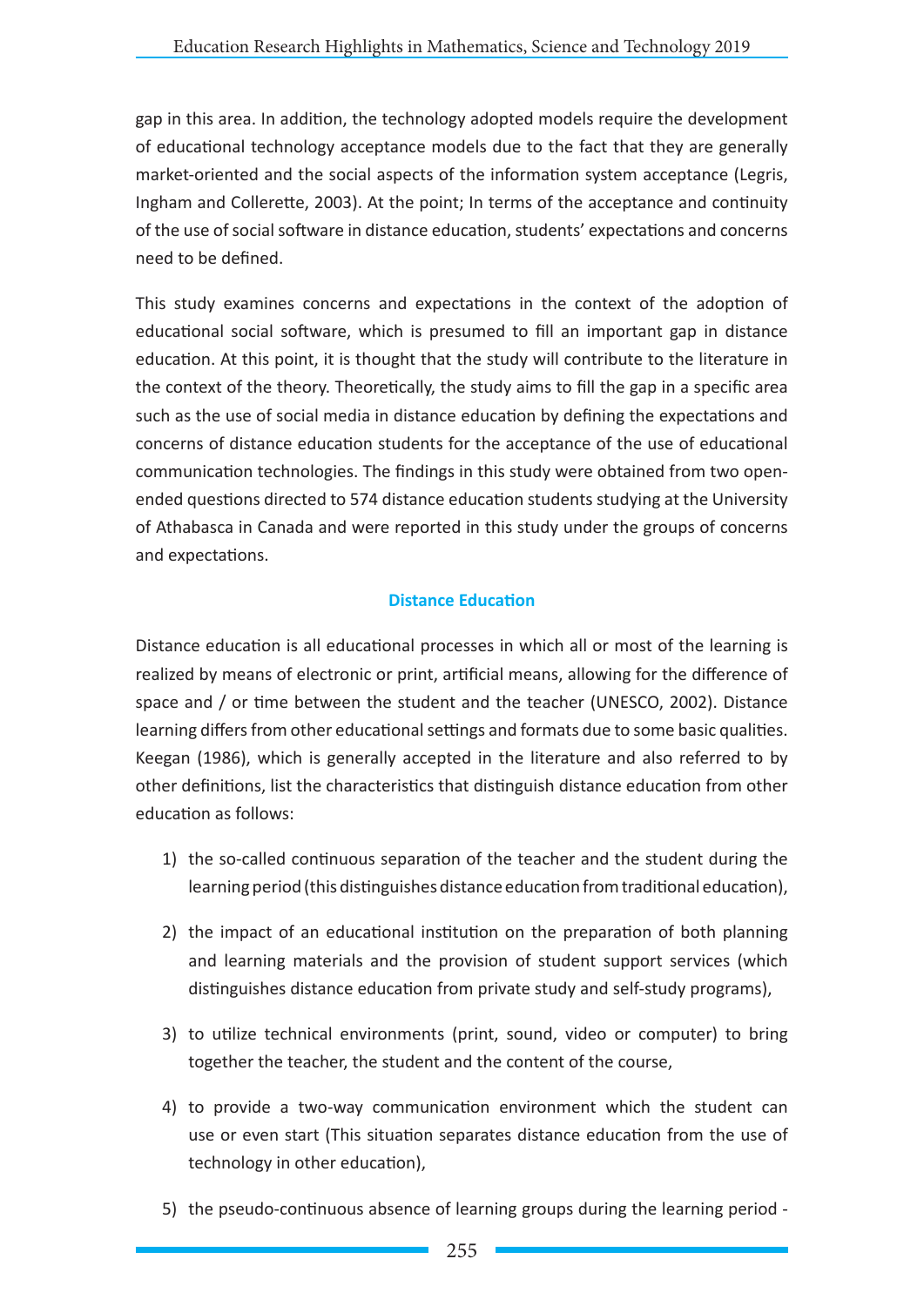gap in this area. In addition, the technology adopted models require the development of educational technology acceptance models due to the fact that they are generally market-oriented and the social aspects of the information system acceptance (Legris, Ingham and Collerette, 2003). At the point; In terms of the acceptance and continuity of the use of social software in distance education, students' expectations and concerns need to be defined.

This study examines concerns and expectations in the context of the adoption of educational social software, which is presumed to fill an important gap in distance education. At this point, it is thought that the study will contribute to the literature in the context of the theory. Theoretically, the study aims to fill the gap in a specific area such as the use of social media in distance education by defining the expectations and concerns of distance education students for the acceptance of the use of educational communication technologies. The findings in this study were obtained from two open-ended questions directed to 574 distance education students studying at the University of Athabasca in Canada and were reported in this study under the groups of concerns and expectations.

## Distance Education

Distance education is all educational processes in which all or most of the learning is realized by means of electronic or print, artificial means, allowing for the difference of space and / or time between the student and the teacher (UNESCO, 2002). Distance learning differs from other educational settings and formats due to some basic qualities. Keegan (1986), which is generally accepted in the literature and also referred to by other definitions, list the characteristics that distinguish distance education from other education as follows:

1) the so-called continuous separation of the teacher and the student during the learning period (this distinguishes distance education from traditional education),

2) the impact of an educational institution on the preparation of both planning and learning materials and the provision of student support services (which distinguishes distance education from private study and self-study programs),

3) to utilize technical environments (print, sound, video or computer) to bring together the teacher, the student and the content of the course,

4) to provide a two-way communication environment which the student can use or even start (This situation separates distance education from the use of technology in other education),

5) the pseudo-continuous absence of learning groups during the learning period -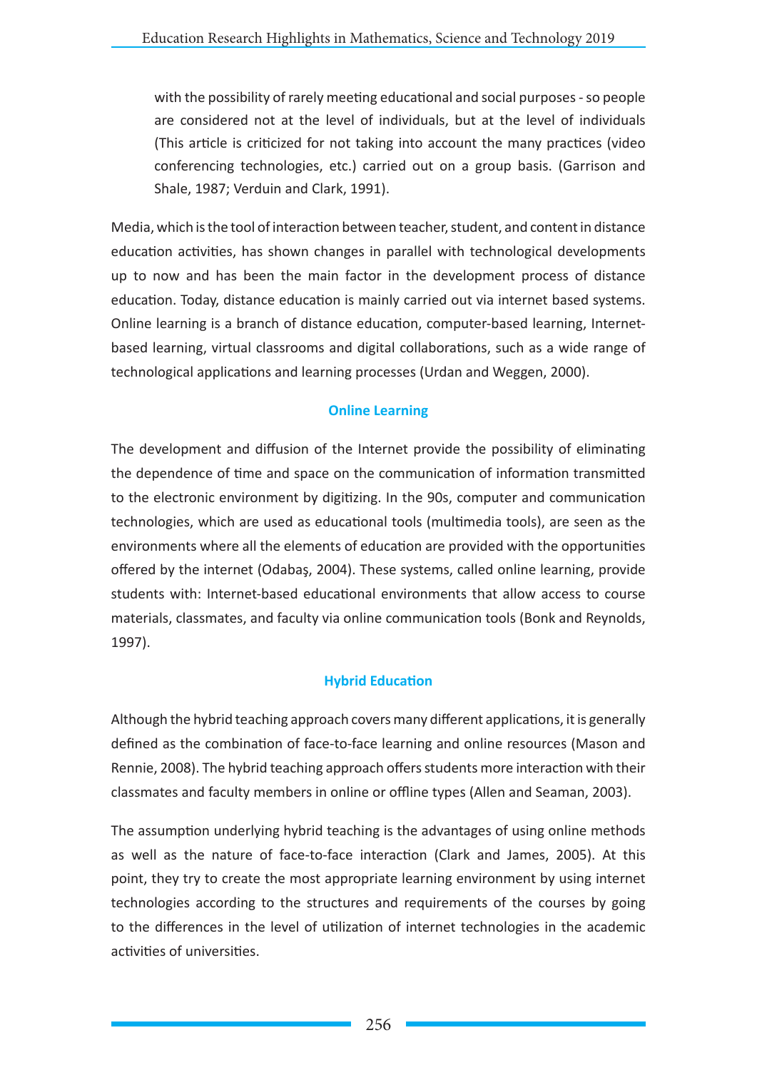with the possibility of rarely meeting educational and social purposes - so people are considered not at the level of individuals, but at the level of individuals (This article is criticized for not taking into account the many practices (video conferencing technologies, etc.) carried out on a group basis. (Garrison and Shale, 1987; Verduin and Clark, 1991).

Media, which is the tool of interaction between teacher, student, and content in distance education activities, has shown changes in parallel with technological developments up to now and has been the main factor in the development process of distance education. Today, distance education is mainly carried out via internet based systems. Online learning is a branch of distance education, computer-based learning, Internet-based learning, virtual classrooms and digital collaborations, such as a wide range of technological applications and learning processes (Urdan and Weggen, 2000).

## Online Learning

The development and diffusion of the Internet provide the possibility of eliminating the dependence of time and space on the communication of information transmitted to the electronic environment by digitizing. In the 90s, computer and communication technologies, which are used as educational tools (multimedia tools), are seen as the environments where all the elements of education are provided with the opportunities offered by the internet (Odabaş, 2004). These systems, called online learning, provide students with: Internet-based educational environments that allow access to course materials, classmates, and faculty via online communication tools (Bonk and Reynolds, 1997).

## Hybrid Education

Although the hybrid teaching approach covers many different applications, it is generally defined as the combination of face-to-face learning and online resources (Mason and Rennie, 2008). The hybrid teaching approach offers students more interaction with their classmates and faculty members in online or offline types (Allen and Seaman, 2003).

The assumption underlying hybrid teaching is the advantages of using online methods as well as the nature of face-to-face interaction (Clark and James, 2005). At this point, they try to create the most appropriate learning environment by using internet technologies according to the structures and requirements of the courses by going to the differences in the level of utilization of internet technologies in the academic activities of universities.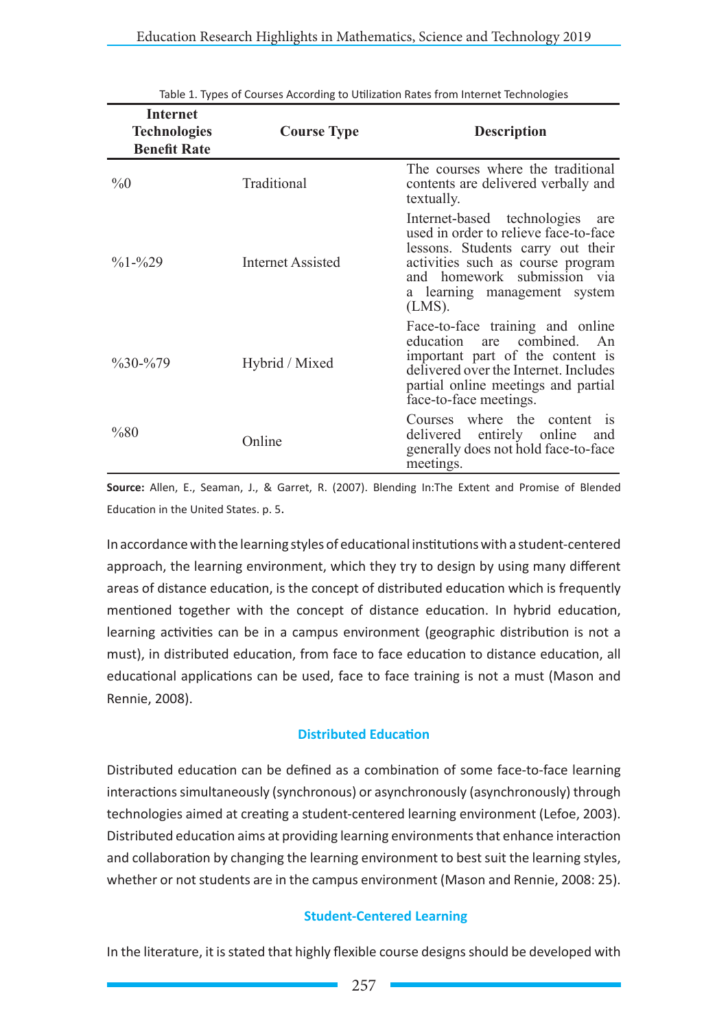Table 1. Types of Courses According to Utilization Rates from Internet Technologies

| Internet Technologies Benefit Rate | Course Type | Description |
|---|---|---|
| %0 | Traditional | The courses where the traditional contents are delivered verbally and textually. |
| %1-%29 | Internet Assisted | Internet-based technologies are used in order to relieve face-to-face lessons. Students carry out their activities such as course program and homework submission via a learning management system (LMS). |
| %30-%79 | Hybrid / Mixed | Face-to-face training and online education are combined. An important part of the content is delivered over the Internet. Includes partial online meetings and partial face-to-face meetings. |
| %80 | Online | Courses where the content is delivered entirely online and generally does not hold face-to-face meetings. |

**Source:** Allen, E., Seaman, J., & Garret, R. (2007). Blending In:The Extent and Promise of Blended Education in the United States. p. 5.

In accordance with the learning styles of educational institutions with a student-centered approach, the learning environment, which they try to design by using many different areas of distance education, is the concept of distributed education which is frequently mentioned together with the concept of distance education. In hybrid education, learning activities can be in a campus environment (geographic distribution is not a must), in distributed education, from face to face education to distance education, all educational applications can be used, face to face training is not a must (Mason and Rennie, 2008).

## Distributed Education

Distributed education can be defined as a combination of some face-to-face learning interactions simultaneously (synchronous) or asynchronously (asynchronously) through technologies aimed at creating a student-centered learning environment (Lefoe, 2003). Distributed education aims at providing learning environments that enhance interaction and collaboration by changing the learning environment to best suit the learning styles, whether or not students are in the campus environment (Mason and Rennie, 2008: 25).

## Student-Centered Learning

In the literature, it is stated that highly flexible course designs should be developed with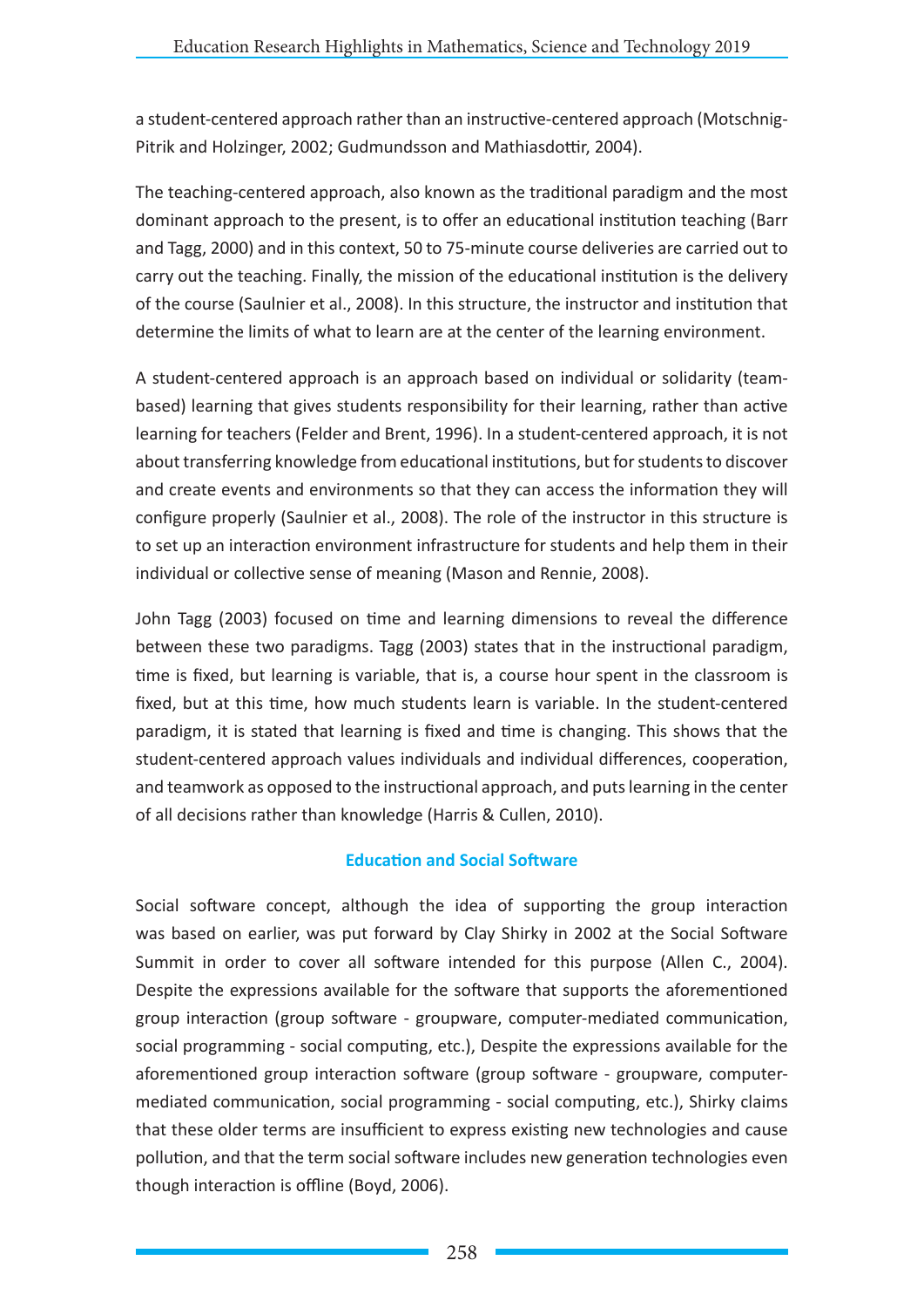a student-centered approach rather than an instructive-centered approach (Motschnig-Pitrik and Holzinger, 2002; Gudmundsson and Mathiasdottir, 2004).

The teaching-centered approach, also known as the traditional paradigm and the most dominant approach to the present, is to offer an educational institution teaching (Barr and Tagg, 2000) and in this context, 50 to 75-minute course deliveries are carried out to carry out the teaching. Finally, the mission of the educational institution is the delivery of the course (Saulnier et al., 2008). In this structure, the instructor and institution that determine the limits of what to learn are at the center of the learning environment.

A student-centered approach is an approach based on individual or solidarity (team-based) learning that gives students responsibility for their learning, rather than active learning for teachers (Felder and Brent, 1996). In a student-centered approach, it is not about transferring knowledge from educational institutions, but for students to discover and create events and environments so that they can access the information they will configure properly (Saulnier et al., 2008). The role of the instructor in this structure is to set up an interaction environment infrastructure for students and help them in their individual or collective sense of meaning (Mason and Rennie, 2008).

John Tagg (2003) focused on time and learning dimensions to reveal the difference between these two paradigms. Tagg (2003) states that in the instructional paradigm, time is fixed, but learning is variable, that is, a course hour spent in the classroom is fixed, but at this time, how much students learn is variable. In the student-centered paradigm, it is stated that learning is fixed and time is changing. This shows that the student-centered approach values individuals and individual differences, cooperation, and teamwork as opposed to the instructional approach, and puts learning in the center of all decisions rather than knowledge (Harris & Cullen, 2010).

## Education and Social Software

Social software concept, although the idea of supporting the group interaction was based on earlier, was put forward by Clay Shirky in 2002 at the Social Software Summit in order to cover all software intended for this purpose (Allen C., 2004). Despite the expressions available for the software that supports the aforementioned group interaction (group software - groupware, computer-mediated communication, social programming - social computing, etc.), Despite the expressions available for the aforementioned group interaction software (group software - groupware, computer-mediated communication, social programming - social computing, etc.), Shirky claims that these older terms are insufficient to express existing new technologies and cause pollution, and that the term social software includes new generation technologies even though interaction is offline (Boyd, 2006).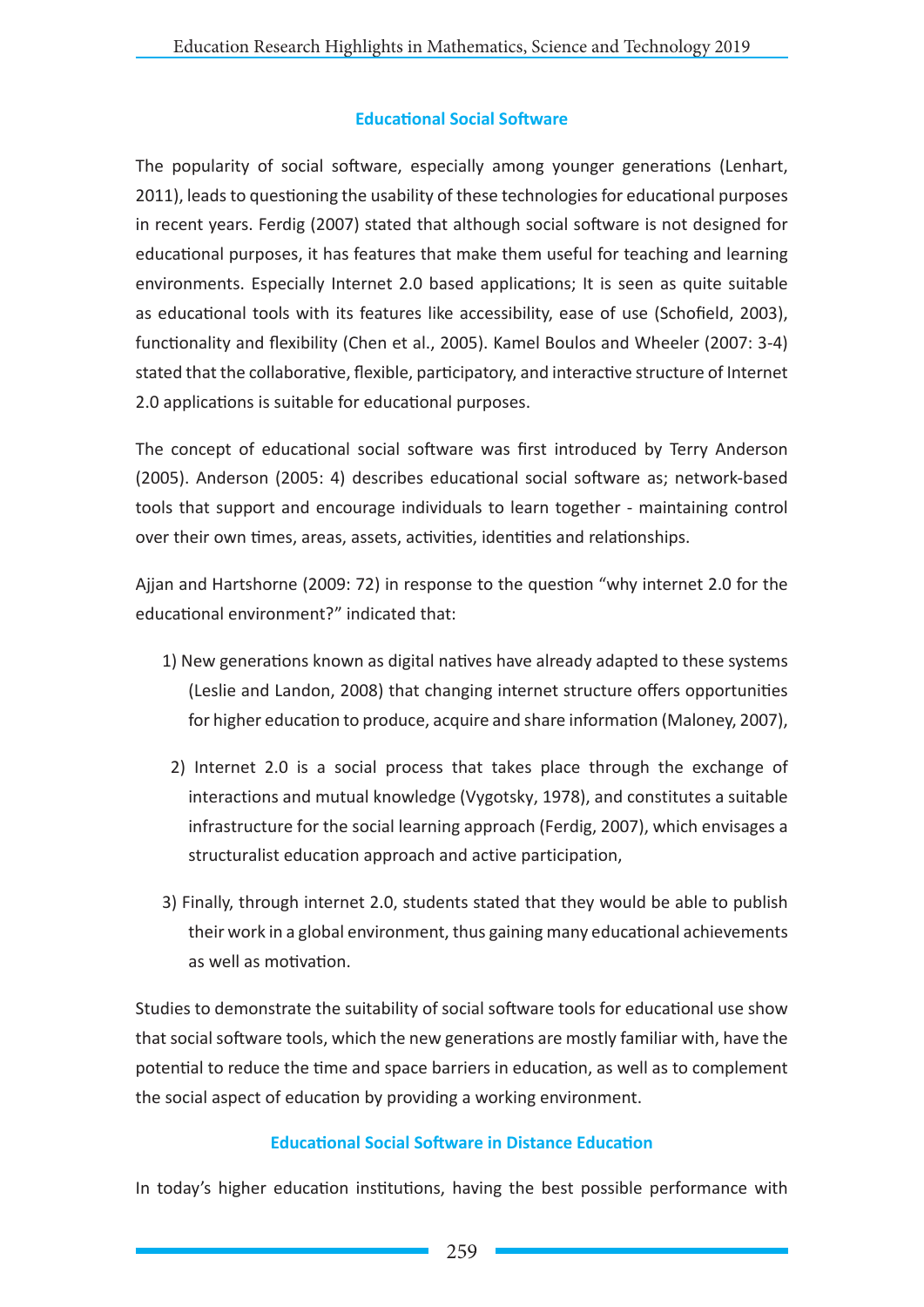## Educational Social Software

The popularity of social software, especially among younger generations (Lenhart, 2011), leads to questioning the usability of these technologies for educational purposes in recent years. Ferdig (2007) stated that although social software is not designed for educational purposes, it has features that make them useful for teaching and learning environments. Especially Internet 2.0 based applications; It is seen as quite suitable as educational tools with its features like accessibility, ease of use (Schofield, 2003), functionality and flexibility (Chen et al., 2005). Kamel Boulos and Wheeler (2007: 3-4) stated that the collaborative, flexible, participatory, and interactive structure of Internet 2.0 applications is suitable for educational purposes.

The concept of educational social software was first introduced by Terry Anderson (2005). Anderson (2005: 4) describes educational social software as; network-based tools that support and encourage individuals to learn together - maintaining control over their own times, areas, assets, activities, identities and relationships.

Ajjan and Hartshorne (2009: 72) in response to the question "why internet 2.0 for the educational environment?" indicated that:

1) New generations known as digital natives have already adapted to these systems (Leslie and Landon, 2008) that changing internet structure offers opportunities for higher education to produce, acquire and share information (Maloney, 2007),

2) Internet 2.0 is a social process that takes place through the exchange of interactions and mutual knowledge (Vygotsky, 1978), and constitutes a suitable infrastructure for the social learning approach (Ferdig, 2007), which envisages a structuralist education approach and active participation,

3) Finally, through internet 2.0, students stated that they would be able to publish their work in a global environment, thus gaining many educational achievements as well as motivation.

Studies to demonstrate the suitability of social software tools for educational use show that social software tools, which the new generations are mostly familiar with, have the potential to reduce the time and space barriers in education, as well as to complement the social aspect of education by providing a working environment.

## Educational Social Software in Distance Education

In today's higher education institutions, having the best possible performance with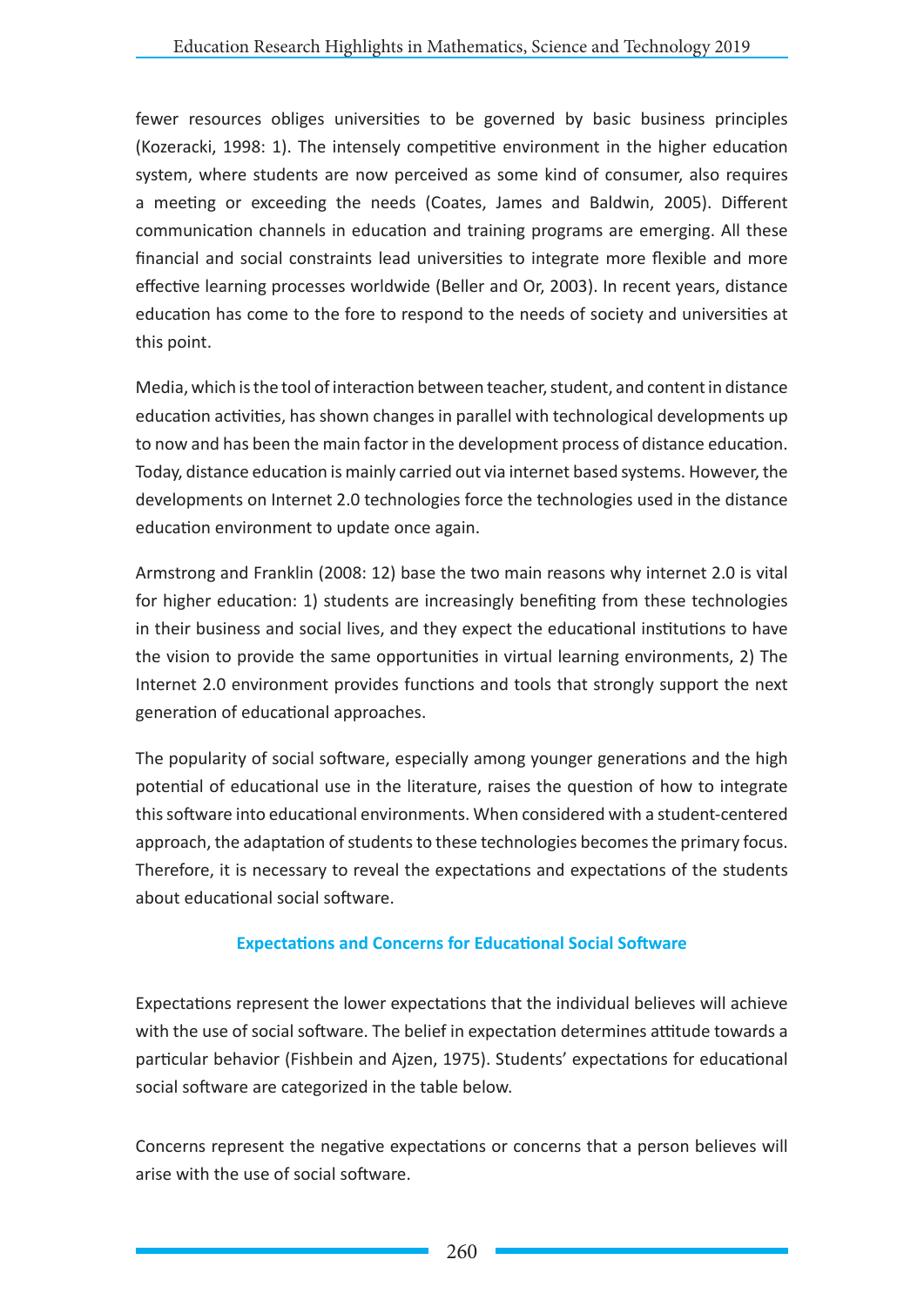fewer resources obliges universities to be governed by basic business principles (Kozeracki, 1998: 1). The intensely competitive environment in the higher education system, where students are now perceived as some kind of consumer, also requires a meeting or exceeding the needs (Coates, James and Baldwin, 2005). Different communication channels in education and training programs are emerging. All these financial and social constraints lead universities to integrate more flexible and more effective learning processes worldwide (Beller and Or, 2003). In recent years, distance education has come to the fore to respond to the needs of society and universities at this point.

Media, which is the tool of interaction between teacher, student, and content in distance education activities, has shown changes in parallel with technological developments up to now and has been the main factor in the development process of distance education. Today, distance education is mainly carried out via internet based systems. However, the developments on Internet 2.0 technologies force the technologies used in the distance education environment to update once again.

Armstrong and Franklin (2008: 12) base the two main reasons why internet 2.0 is vital for higher education: 1) students are increasingly benefiting from these technologies in their business and social lives, and they expect the educational institutions to have the vision to provide the same opportunities in virtual learning environments, 2) The Internet 2.0 environment provides functions and tools that strongly support the next generation of educational approaches.

The popularity of social software, especially among younger generations and the high potential of educational use in the literature, raises the question of how to integrate this software into educational environments. When considered with a student-centered approach, the adaptation of students to these technologies becomes the primary focus. Therefore, it is necessary to reveal the expectations and expectations of the students about educational social software.

## Expectations and Concerns for Educational Social Software

Expectations represent the lower expectations that the individual believes will achieve with the use of social software. The belief in expectation determines attitude towards a particular behavior (Fishbein and Ajzen, 1975). Students' expectations for educational social software are categorized in the table below.

Concerns represent the negative expectations or concerns that a person believes will arise with the use of social software.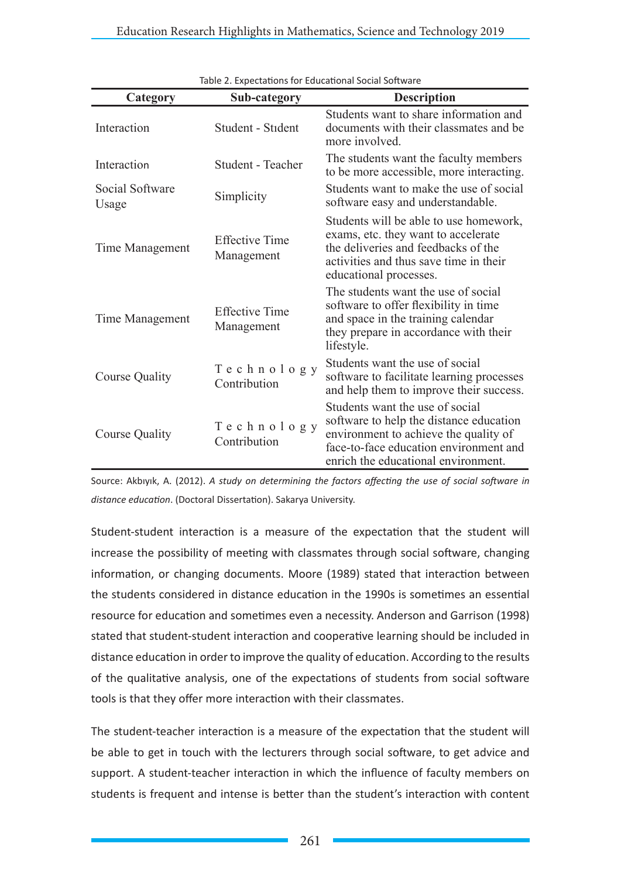Table 2. Expectations for Educational Social Software

| Category | Sub-category | Description |
|---|---|---|
| Interaction | Student - Stıdent | Students want to share information and documents with their classmates and be more involved. |
| Interaction | Student - Teacher | The students want the faculty members to be more accessible, more interacting. |
| Social Software Usage | Simplicity | Students want to make the use of social software easy and understandable. |
| Time Management | Effective Time Management | Students will be able to use homework, exams, etc. they want to accelerate the deliveries and feedbacks of the activities and thus save time in their educational processes. |
| Time Management | Effective Time Management | The students want the use of social software to offer flexibility in time and space in the training calendar they prepare in accordance with their lifestyle. |
| Course Quality | Technology Contribution | Students want the use of social software to facilitate learning processes and help them to improve their success. |
| Course Quality | Technology Contribution | Students want the use of social software to help the distance education environment to achieve the quality of face-to-face education environment and enrich the educational environment. |

Source: Akbıyık, A. (2012). *A study on determining the factors affecting the use of social software in distance education*. (Doctoral Dissertation). Sakarya University.

Student-student interaction is a measure of the expectation that the student will increase the possibility of meeting with classmates through social software, changing information, or changing documents. Moore (1989) stated that interaction between the students considered in distance education in the 1990s is sometimes an essential resource for education and sometimes even a necessity. Anderson and Garrison (1998) stated that student-student interaction and cooperative learning should be included in distance education in order to improve the quality of education. According to the results of the qualitative analysis, one of the expectations of students from social software tools is that they offer more interaction with their classmates.

The student-teacher interaction is a measure of the expectation that the student will be able to get in touch with the lecturers through social software, to get advice and support. A student-teacher interaction in which the influence of faculty members on students is frequent and intense is better than the student's interaction with content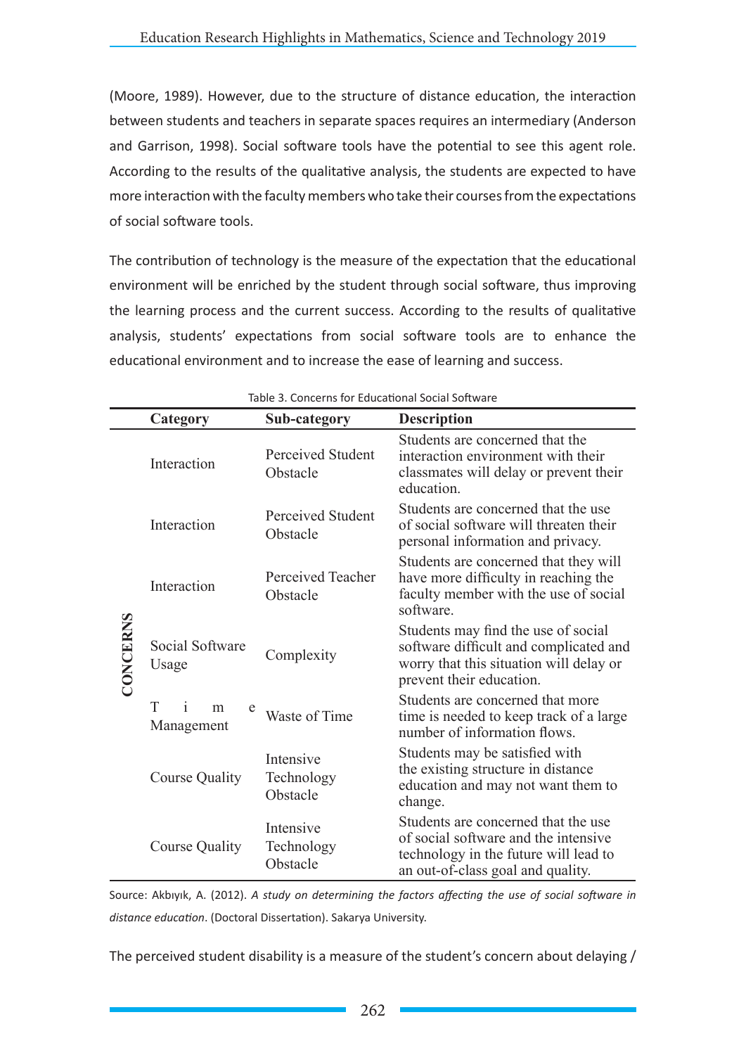(Moore, 1989). However, due to the structure of distance education, the interaction between students and teachers in separate spaces requires an intermediary (Anderson and Garrison, 1998). Social software tools have the potential to see this agent role. According to the results of the qualitative analysis, the students are expected to have more interaction with the faculty members who take their courses from the expectations of social software tools.

The contribution of technology is the measure of the expectation that the educational environment will be enriched by the student through social software, thus improving the learning process and the current success. According to the results of qualitative analysis, students' expectations from social software tools are to enhance the educational environment and to increase the ease of learning and success.

Table 3. Concerns for Educational Social Software

| | Category | Sub-category | Description |
|---|---|---|---|
| CONCERNS | Interaction | Perceived Student Obstacle | Students are concerned that the interaction environment with their classmates will delay or prevent their education. |
| | Interaction | Perceived Student Obstacle | Students are concerned that the use of social software will threaten their personal information and privacy. |
| | Interaction | Perceived Teacher Obstacle | Students are concerned that they will have more difficulty in reaching the faculty member with the use of social software. |
| | Social Software Usage | Complexity | Students may find the use of social software difficult and complicated and worry that this situation will delay or prevent their education. |
| | Time Management | Waste of Time | Students are concerned that more time is needed to keep track of a large number of information flows. |
| | Course Quality | Intensive Technology Obstacle | Students may be satisfied with the existing structure in distance education and may not want them to change. |
| | Course Quality | Intensive Technology Obstacle | Students are concerned that the use of social software and the intensive technology in the future will lead to an out-of-class goal and quality. |

Source: Akbıyık, A. (2012). *A study on determining the factors affecting the use of social software in distance education*. (Doctoral Dissertation). Sakarya University.

The perceived student disability is a measure of the student's concern about delaying /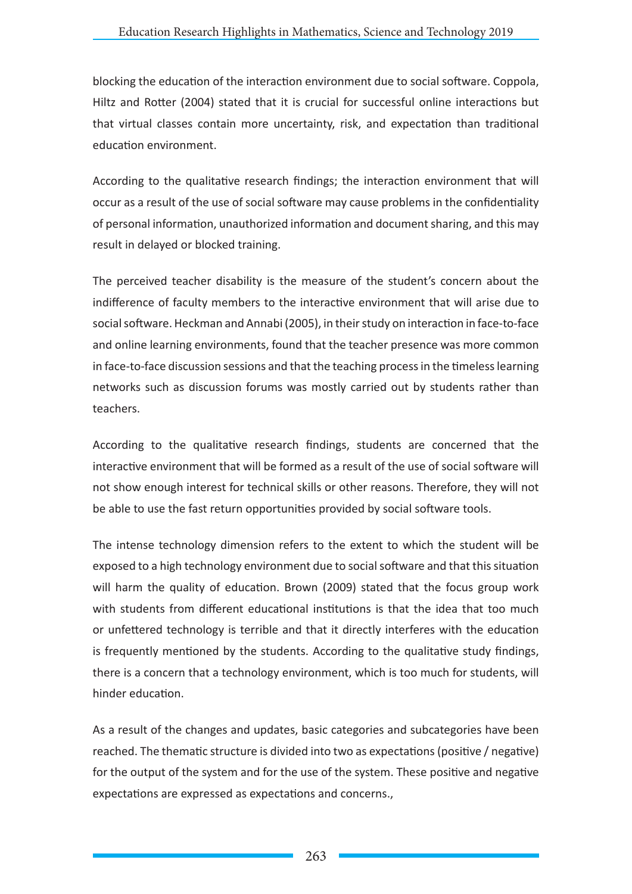blocking the education of the interaction environment due to social software. Coppola, Hiltz and Rotter (2004) stated that it is crucial for successful online interactions but that virtual classes contain more uncertainty, risk, and expectation than traditional education environment.

According to the qualitative research findings; the interaction environment that will occur as a result of the use of social software may cause problems in the confidentiality of personal information, unauthorized information and document sharing, and this may result in delayed or blocked training.

The perceived teacher disability is the measure of the student's concern about the indifference of faculty members to the interactive environment that will arise due to social software. Heckman and Annabi (2005), in their study on interaction in face-to-face and online learning environments, found that the teacher presence was more common in face-to-face discussion sessions and that the teaching process in the timeless learning networks such as discussion forums was mostly carried out by students rather than teachers.

According to the qualitative research findings, students are concerned that the interactive environment that will be formed as a result of the use of social software will not show enough interest for technical skills or other reasons. Therefore, they will not be able to use the fast return opportunities provided by social software tools.

The intense technology dimension refers to the extent to which the student will be exposed to a high technology environment due to social software and that this situation will harm the quality of education. Brown (2009) stated that the focus group work with students from different educational institutions is that the idea that too much or unfettered technology is terrible and that it directly interferes with the education is frequently mentioned by the students. According to the qualitative study findings, there is a concern that a technology environment, which is too much for students, will hinder education.

As a result of the changes and updates, basic categories and subcategories have been reached. The thematic structure is divided into two as expectations (positive / negative) for the output of the system and for the use of the system. These positive and negative expectations are expressed as expectations and concerns.,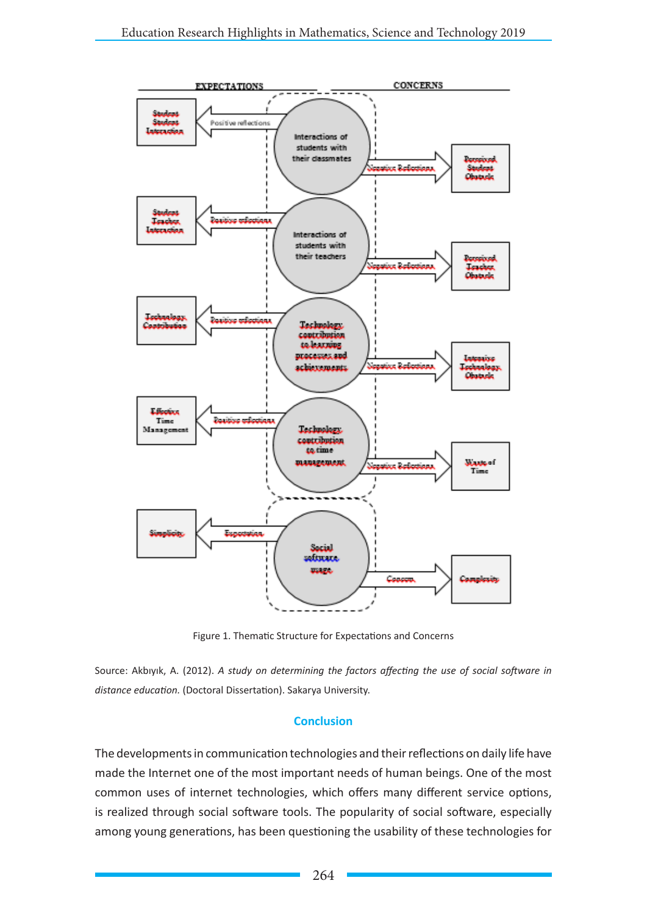EXPECTATIONS | CONCERNS

| Expectation | Reflection | Theme | Reflection | Concern |
|---|---|---|---|---|
| Student Student Interaction | Positive reflections | Interactions of students with their classmates | Negative Reflections | Perceived Student Obstacle |
| Student Teacher Interaction | Positive reflections | Interactions of students with their teachers | Negative Reflections | Perceived Teacher Obstacle |
| Technology Contribution | Positive reflections | Technology contribution to learning processes and achievements | Negative Reflections | Intensive Technology Obstacle |
| Effective Time Management | Positive reflections | Technology contribution to time management | Negative Reflections | Waste of Time |
| Simplicity | Expectation | Social software usage | Concern | Complexity |

Figure 1. Thematic Structure for Expectations and Concerns

Source: Akbıyık, A. (2012). *A study on determining the factors affecting the use of social software in distance education.* (Doctoral Dissertation). Sakarya University.

## Conclusion

The developments in communication technologies and their reflections on daily life have made the Internet one of the most important needs of human beings. One of the most common uses of internet technologies, which offers many different service options, is realized through social software tools. The popularity of social software, especially among young generations, has been questioning the usability of these technologies for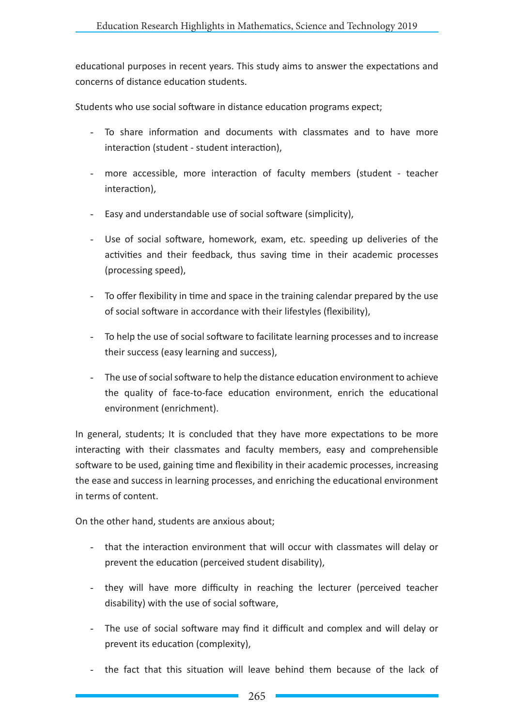educational purposes in recent years. This study aims to answer the expectations and concerns of distance education students.

Students who use social software in distance education programs expect;

- To share information and documents with classmates and to have more interaction (student - student interaction),
- more accessible, more interaction of faculty members (student - teacher interaction),
- Easy and understandable use of social software (simplicity),
- Use of social software, homework, exam, etc. speeding up deliveries of the activities and their feedback, thus saving time in their academic processes (processing speed),
- To offer flexibility in time and space in the training calendar prepared by the use of social software in accordance with their lifestyles (flexibility),
- To help the use of social software to facilitate learning processes and to increase their success (easy learning and success),
- The use of social software to help the distance education environment to achieve the quality of face-to-face education environment, enrich the educational environment (enrichment).

In general, students; It is concluded that they have more expectations to be more interacting with their classmates and faculty members, easy and comprehensible software to be used, gaining time and flexibility in their academic processes, increasing the ease and success in learning processes, and enriching the educational environment in terms of content.

On the other hand, students are anxious about;

- that the interaction environment that will occur with classmates will delay or prevent the education (perceived student disability),
- they will have more difficulty in reaching the lecturer (perceived teacher disability) with the use of social software,
- The use of social software may find it difficult and complex and will delay or prevent its education (complexity),
- the fact that this situation will leave behind them because of the lack of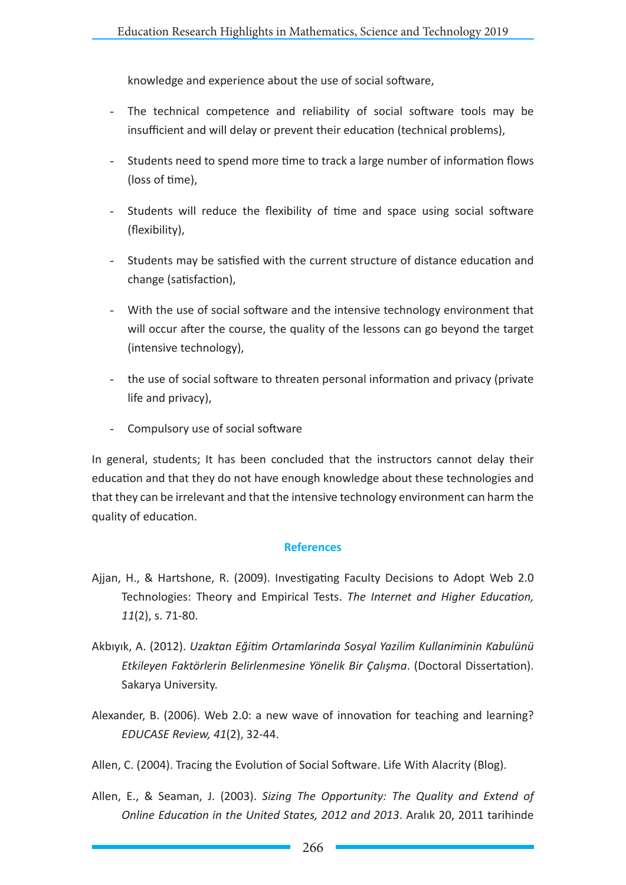knowledge and experience about the use of social software,

- The technical competence and reliability of social software tools may be insufficient and will delay or prevent their education (technical problems),
- Students need to spend more time to track a large number of information flows (loss of time),
- Students will reduce the flexibility of time and space using social software (flexibility),
- Students may be satisfied with the current structure of distance education and change (satisfaction),
- With the use of social software and the intensive technology environment that will occur after the course, the quality of the lessons can go beyond the target (intensive technology),
- the use of social software to threaten personal information and privacy (private life and privacy),
- Compulsory use of social software

In general, students; It has been concluded that the instructors cannot delay their education and that they do not have enough knowledge about these technologies and that they can be irrelevant and that the intensive technology environment can harm the quality of education.

## References

Ajjan, H., & Hartshone, R. (2009). Investigating Faculty Decisions to Adopt Web 2.0 Technologies: Theory and Empirical Tests. *The Internet and Higher Education, 11*(2), s. 71-80.

Akbıyık, A. (2012). *Uzaktan Eğitim Ortamlarinda Sosyal Yazilim Kullaniminin Kabulünü Etkileyen Faktörlerin Belirlenmesine Yönelik Bir Çalışma*. (Doctoral Dissertation). Sakarya University.

Alexander, B. (2006). Web 2.0: a new wave of innovation for teaching and learning? *EDUCASE Review, 41*(2), 32-44.

Allen, C. (2004). Tracing the Evolution of Social Software. Life With Alacrity (Blog).

Allen, E., & Seaman, J. (2003). *Sizing The Opportunity: The Quality and Extend of Online Education in the United States, 2012 and 2013*. Aralık 20, 2011 tarihinde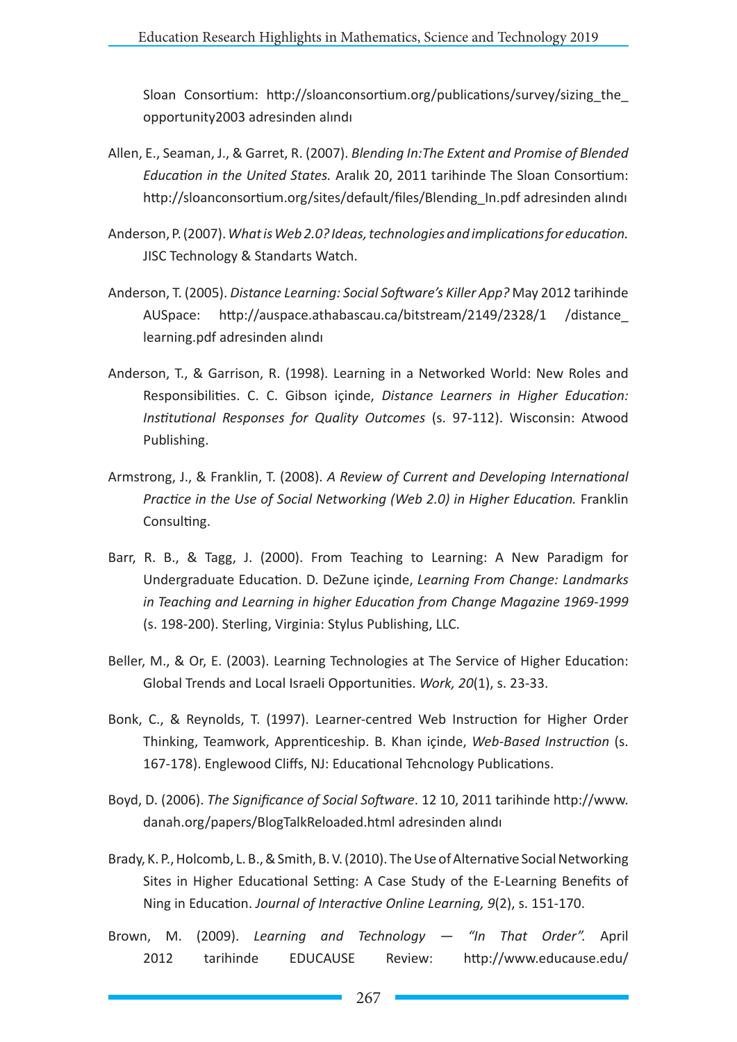Sloan Consortium: http://sloanconsortium.org/publications/survey/sizing_the_opportunity2003 adresinden alındı

Allen, E., Seaman, J., & Garret, R. (2007). *Blending In:The Extent and Promise of Blended Education in the United States.* Aralık 20, 2011 tarihinde The Sloan Consortium: http://sloanconsortium.org/sites/default/files/Blending_In.pdf adresinden alındı

Anderson, P. (2007). *What is Web 2.0? Ideas, technologies and implications for education.* JISC Technology & Standarts Watch.

Anderson, T. (2005). *Distance Learning: Social Software's Killer App?* May 2012 tarihinde AUSpace: http://auspace.athabascau.ca/bitstream/2149/2328/1 /distance_learning.pdf adresinden alındı

Anderson, T., & Garrison, R. (1998). Learning in a Networked World: New Roles and Responsibilities. C. C. Gibson içinde, *Distance Learners in Higher Education: Institutional Responses for Quality Outcomes* (s. 97-112). Wisconsin: Atwood Publishing.

Armstrong, J., & Franklin, T. (2008). *A Review of Current and Developing International Practice in the Use of Social Networking (Web 2.0) in Higher Education.* Franklin Consulting.

Barr, R. B., & Tagg, J. (2000). From Teaching to Learning: A New Paradigm for Undergraduate Education. D. DeZune içinde, *Learning From Change: Landmarks in Teaching and Learning in higher Education from Change Magazine 1969-1999* (s. 198-200). Sterling, Virginia: Stylus Publishing, LLC.

Beller, M., & Or, E. (2003). Learning Technologies at The Service of Higher Education: Global Trends and Local Israeli Opportunities. *Work, 20*(1), s. 23-33.

Bonk, C., & Reynolds, T. (1997). Learner-centred Web Instruction for Higher Order Thinking, Teamwork, Apprenticeship. B. Khan içinde, *Web-Based Instruction* (s. 167-178). Englewood Cliffs, NJ: Educational Tehcnology Publications.

Boyd, D. (2006). *The Significance of Social Software*. 12 10, 2011 tarihinde http://www.danah.org/papers/BlogTalkReloaded.html adresinden alındı

Brady, K. P., Holcomb, L. B., & Smith, B. V. (2010). The Use of Alternative Social Networking Sites in Higher Educational Setting: A Case Study of the E-Learning Benefits of Ning in Education. *Journal of Interactive Online Learning, 9*(2), s. 151-170.

Brown, M. (2009). *Learning and Technology — "In That Order".* April 2012 tarihinde EDUCAUSE Review: http://www.educause.edu/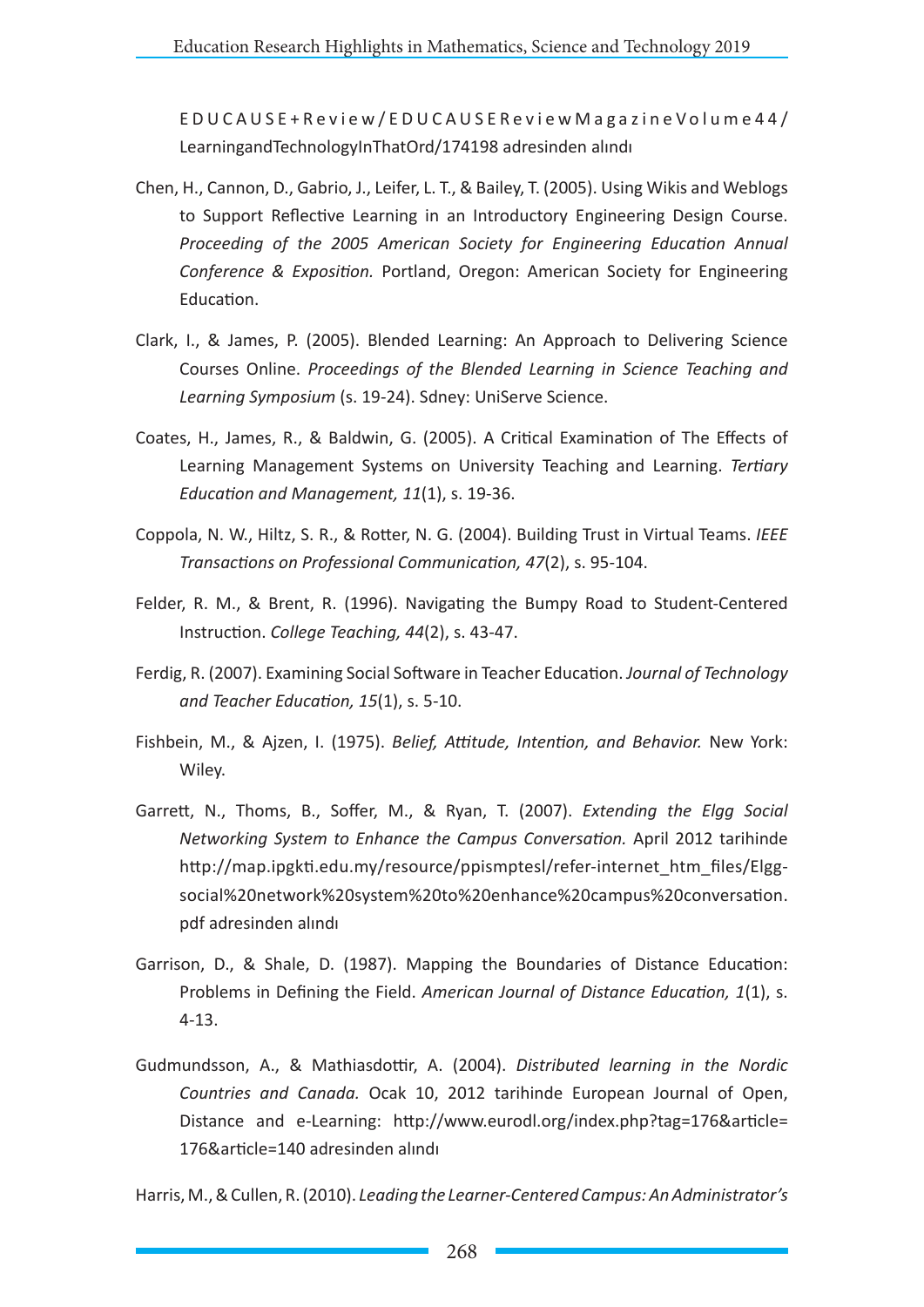E D U C A U S E + R e v i e w / E D U C A U S E R e v i e w M a g a z i n e V o l u m e 4 4 / LearningandTechnologyInThatOrd/174198 adresinden alındı

Chen, H., Cannon, D., Gabrio, J., Leifer, L. T., & Bailey, T. (2005). Using Wikis and Weblogs to Support Reflective Learning in an Introductory Engineering Design Course. *Proceeding of the 2005 American Society for Engineering Education Annual Conference & Exposition.* Portland, Oregon: American Society for Engineering Education.

Clark, I., & James, P. (2005). Blended Learning: An Approach to Delivering Science Courses Online. *Proceedings of the Blended Learning in Science Teaching and Learning Symposium* (s. 19-24). Sdney: UniServe Science.

Coates, H., James, R., & Baldwin, G. (2005). A Critical Examination of The Effects of Learning Management Systems on University Teaching and Learning. *Tertiary Education and Management, 11*(1), s. 19-36.

Coppola, N. W., Hiltz, S. R., & Rotter, N. G. (2004). Building Trust in Virtual Teams. *IEEE Transactions on Professional Communication, 47*(2), s. 95-104.

Felder, R. M., & Brent, R. (1996). Navigating the Bumpy Road to Student-Centered Instruction. *College Teaching, 44*(2), s. 43-47.

Ferdig, R. (2007). Examining Social Software in Teacher Education. *Journal of Technology and Teacher Education, 15*(1), s. 5-10.

Fishbein, M., & Ajzen, I. (1975). *Belief, Attitude, Intention, and Behavior.* New York: Wiley.

Garrett, N., Thoms, B., Soffer, M., & Ryan, T. (2007). *Extending the Elgg Social Networking System to Enhance the Campus Conversation.* April 2012 tarihinde http://map.ipgkti.edu.my/resource/ppismptesl/refer-internet_htm_files/Elgg-social%20network%20system%20to%20enhance%20campus%20conversation.pdf adresinden alındı

Garrison, D., & Shale, D. (1987). Mapping the Boundaries of Distance Education: Problems in Defining the Field. *American Journal of Distance Education, 1*(1), s. 4-13.

Gudmundsson, A., & Mathiasdottir, A. (2004). *Distributed learning in the Nordic Countries and Canada.* Ocak 10, 2012 tarihinde European Journal of Open, Distance and e-Learning: http://www.eurodl.org/index.php?tag=176&article=176&article=140 adresinden alındı

Harris, M., & Cullen, R. (2010). *Leading the Learner-Centered Campus: An Administrator's*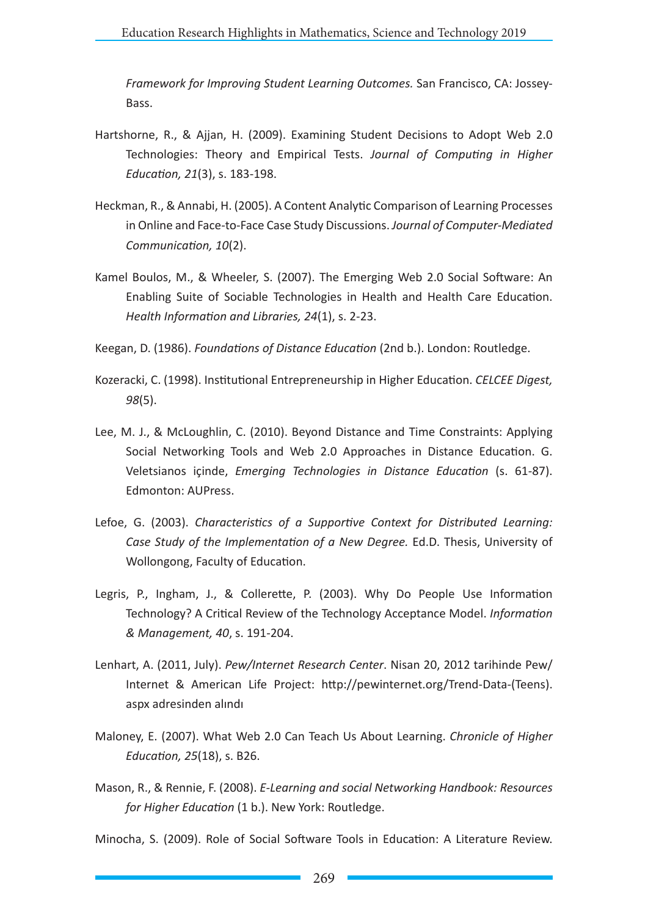*Framework for Improving Student Learning Outcomes.* San Francisco, CA: Jossey-Bass.

Hartshorne, R., & Ajjan, H. (2009). Examining Student Decisions to Adopt Web 2.0 Technologies: Theory and Empirical Tests. *Journal of Computing in Higher Education, 21*(3), s. 183-198.

Heckman, R., & Annabi, H. (2005). A Content Analytic Comparison of Learning Processes in Online and Face-to-Face Case Study Discussions. *Journal of Computer-Mediated Communication, 10*(2).

Kamel Boulos, M., & Wheeler, S. (2007). The Emerging Web 2.0 Social Software: An Enabling Suite of Sociable Technologies in Health and Health Care Education. *Health Information and Libraries, 24*(1), s. 2-23.

Keegan, D. (1986). *Foundations of Distance Education* (2nd b.). London: Routledge.

Kozeracki, C. (1998). Institutional Entrepreneurship in Higher Education. *CELCEE Digest, 98*(5).

Lee, M. J., & McLoughlin, C. (2010). Beyond Distance and Time Constraints: Applying Social Networking Tools and Web 2.0 Approaches in Distance Education. G. Veletsianos içinde, *Emerging Technologies in Distance Education* (s. 61-87). Edmonton: AUPress.

Lefoe, G. (2003). *Characteristics of a Supportive Context for Distributed Learning: Case Study of the Implementation of a New Degree.* Ed.D. Thesis, University of Wollongong, Faculty of Education.

Legris, P., Ingham, J., & Collerette, P. (2003). Why Do People Use Information Technology? A Critical Review of the Technology Acceptance Model. *Information & Management, 40*, s. 191-204.

Lenhart, A. (2011, July). *Pew/Internet Research Center*. Nisan 20, 2012 tarihinde Pew/Internet & American Life Project: http://pewinternet.org/Trend-Data-(Teens).aspx adresinden alındı

Maloney, E. (2007). What Web 2.0 Can Teach Us About Learning. *Chronicle of Higher Education, 25*(18), s. B26.

Mason, R., & Rennie, F. (2008). *E-Learning and social Networking Handbook: Resources for Higher Education* (1 b.). New York: Routledge.

Minocha, S. (2009). Role of Social Software Tools in Education: A Literature Review.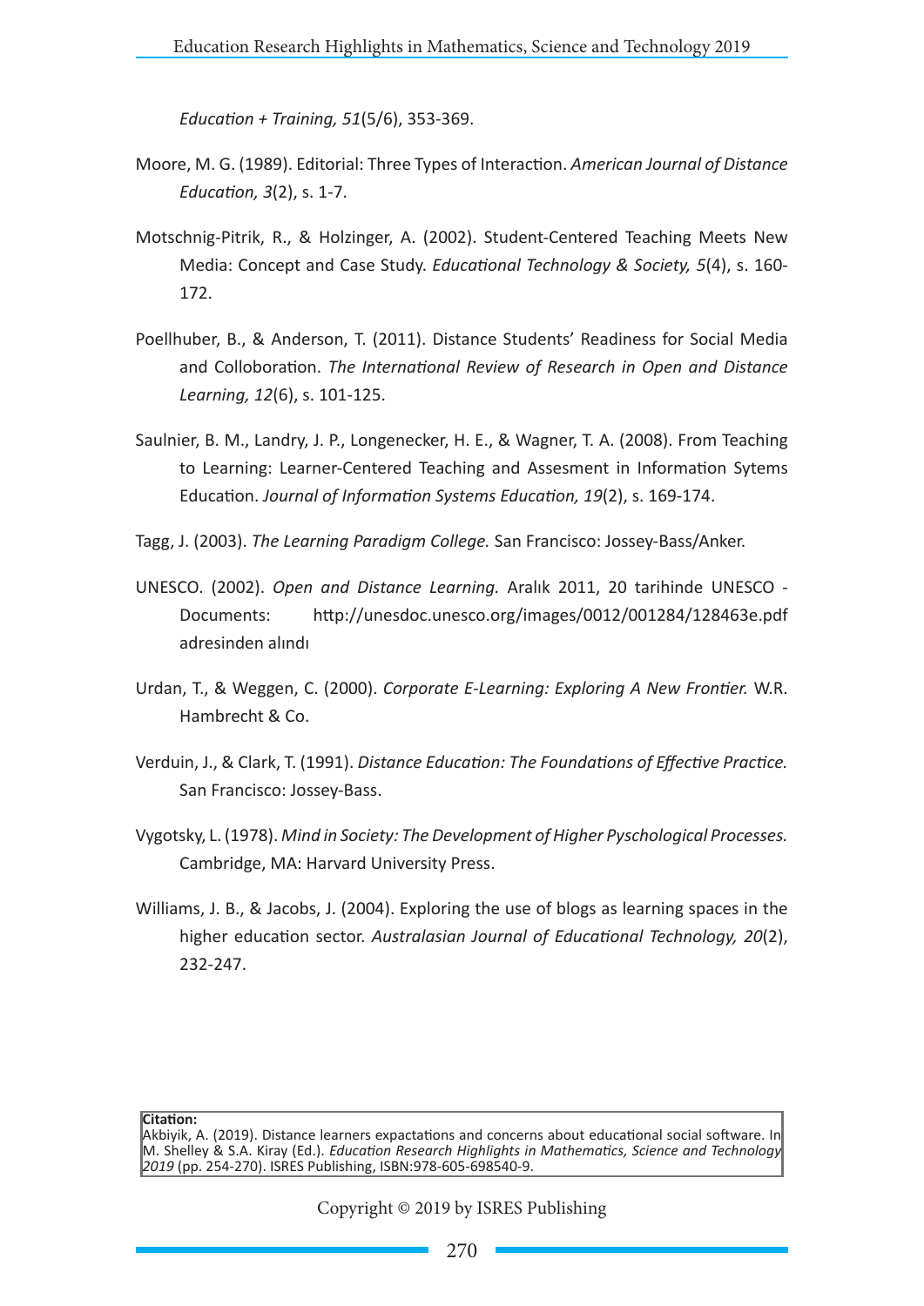*Education + Training, 51*(5/6), 353-369.

Moore, M. G. (1989). Editorial: Three Types of Interaction. *American Journal of Distance Education, 3*(2), s. 1-7.

Motschnig-Pitrik, R., & Holzinger, A. (2002). Student-Centered Teaching Meets New Media: Concept and Case Study. *Educational Technology & Society, 5*(4), s. 160-172.

Poellhuber, B., & Anderson, T. (2011). Distance Students' Readiness for Social Media and Colloboration. *The International Review of Research in Open and Distance Learning, 12*(6), s. 101-125.

Saulnier, B. M., Landry, J. P., Longenecker, H. E., & Wagner, T. A. (2008). From Teaching to Learning: Learner-Centered Teaching and Assesment in Information Sytems Education. *Journal of Information Systems Education, 19*(2), s. 169-174.

Tagg, J. (2003). *The Learning Paradigm College.* San Francisco: Jossey-Bass/Anker.

UNESCO. (2002). *Open and Distance Learning.* Aralık 2011, 20 tarihinde UNESCO - Documents: http://unesdoc.unesco.org/images/0012/001284/128463e.pdf adresinden alındı

Urdan, T., & Weggen, C. (2000). *Corporate E-Learning: Exploring A New Frontier.* W.R. Hambrecht & Co.

Verduin, J., & Clark, T. (1991). *Distance Education: The Foundations of Effective Practice.* San Francisco: Jossey-Bass.

Vygotsky, L. (1978). *Mind in Society: The Development of Higher Pyschological Processes.* Cambridge, MA: Harvard University Press.

Williams, J. B., & Jacobs, J. (2004). Exploring the use of blogs as learning spaces in the higher education sector. *Australasian Journal of Educational Technology, 20*(2), 232-247.

**Citation:**
Akbiyik, A. (2019). Distance learners expactations and concerns about educational social software. In M. Shelley & S.A. Kiray (Ed.). *Education Research Highlights in Mathematics, Science and Technology 2019* (pp. 254-270). ISRES Publishing, ISBN:978-605-698540-9.

Copyright © 2019 by ISRES Publishing